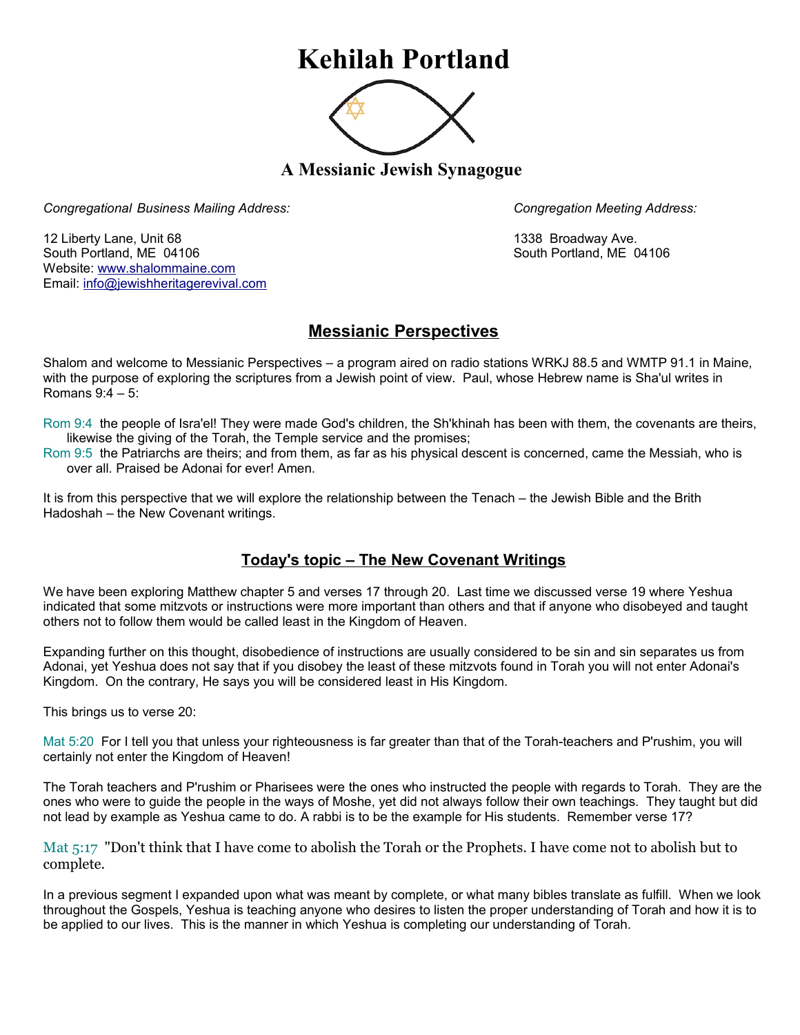# Kehilah Portland

## A Messianic Jewish Synagogue

*Congregational Business Mailing Address:*

12 Liberty Lane, Unit 68
South Portland, ME 04106
Website: [www.shalommaine.com](http://www.shalommaine.com)
Email: [info@jewishheritagerevival.com](mailto:info@jewishheritagerevival.com)

*Congregation Meeting Address:*

1338 Broadway Ave.
South Portland, ME 04106

## Messianic Perspectives

Shalom and welcome to Messianic Perspectives – a program aired on radio stations WRKJ 88.5 and WMTP 91.1 in Maine, with the purpose of exploring the scriptures from a Jewish point of view. Paul, whose Hebrew name is Sha'ul writes in Romans 9:4 – 5:

Rom 9:4 the people of Isra'el! They were made God's children, the Sh'khinah has been with them, the covenants are theirs, likewise the giving of the Torah, the Temple service and the promises;
Rom 9:5 the Patriarchs are theirs; and from them, as far as his physical descent is concerned, came the Messiah, who is over all. Praised be Adonai for ever! Amen.

It is from this perspective that we will explore the relationship between the Tenach – the Jewish Bible and the Brith Hadoshah – the New Covenant writings.

## Today's topic – The New Covenant Writings

We have been exploring Matthew chapter 5 and verses 17 through 20. Last time we discussed verse 19 where Yeshua indicated that some mitzvots or instructions were more important than others and that if anyone who disobeyed and taught others not to follow them would be called least in the Kingdom of Heaven.

Expanding further on this thought, disobedience of instructions are usually considered to be sin and sin separates us from Adonai, yet Yeshua does not say that if you disobey the least of these mitzvots found in Torah you will not enter Adonai's Kingdom. On the contrary, He says you will be considered least in His Kingdom.

This brings us to verse 20:

Mat 5:20 For I tell you that unless your righteousness is far greater than that of the Torah-teachers and P'rushim, you will certainly not enter the Kingdom of Heaven!

The Torah teachers and P'rushim or Pharisees were the ones who instructed the people with regards to Torah. They are the ones who were to guide the people in the ways of Moshe, yet did not always follow their own teachings. They taught but did not lead by example as Yeshua came to do. A rabbi is to be the example for His students. Remember verse 17?

Mat 5:17 "Don't think that I have come to abolish the Torah or the Prophets. I have come not to abolish but to complete.

In a previous segment I expanded upon what was meant by complete, or what many bibles translate as fulfill. When we look throughout the Gospels, Yeshua is teaching anyone who desires to listen the proper understanding of Torah and how it is to be applied to our lives. This is the manner in which Yeshua is completing our understanding of Torah.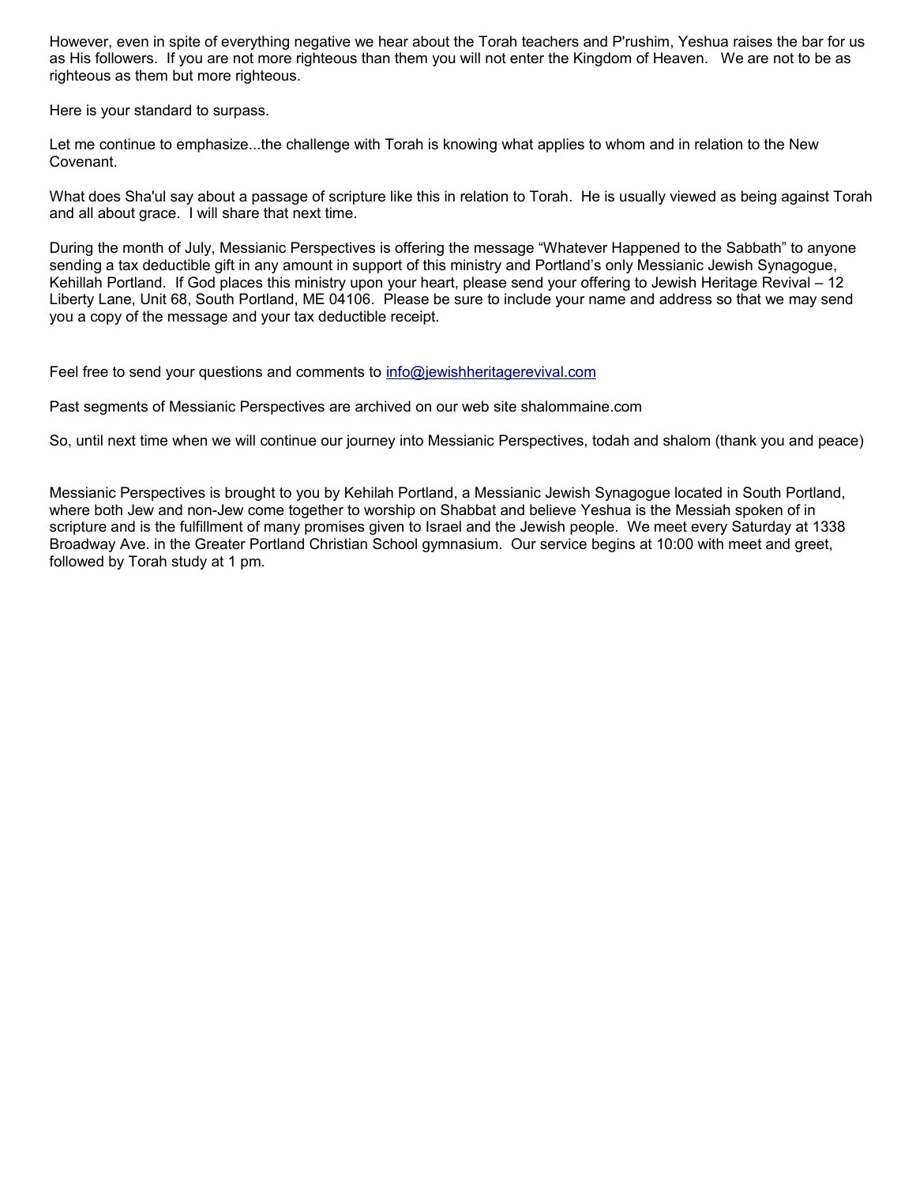However, even in spite of everything negative we hear about the Torah teachers and P'rushim, Yeshua raises the bar for us as His followers. If you are not more righteous than them you will not enter the Kingdom of Heaven. We are not to be as righteous as them but more righteous.

Here is your standard to surpass.

Let me continue to emphasize...the challenge with Torah is knowing what applies to whom and in relation to the New Covenant.

What does Sha'ul say about a passage of scripture like this in relation to Torah. He is usually viewed as being against Torah and all about grace. I will share that next time.

During the month of July, Messianic Perspectives is offering the message “Whatever Happened to the Sabbath” to anyone sending a tax deductible gift in any amount in support of this ministry and Portland's only Messianic Jewish Synagogue, Kehillah Portland. If God places this ministry upon your heart, please send your offering to Jewish Heritage Revival – 12 Liberty Lane, Unit 68, South Portland, ME 04106. Please be sure to include your name and address so that we may send you a copy of the message and your tax deductible receipt.

Feel free to send your questions and comments to info@jewishheritagerevival.com

Past segments of Messianic Perspectives are archived on our web site shalommaine.com

So, until next time when we will continue our journey into Messianic Perspectives, todah and shalom (thank you and peace)

Messianic Perspectives is brought to you by Kehilah Portland, a Messianic Jewish Synagogue located in South Portland, where both Jew and non-Jew come together to worship on Shabbat and believe Yeshua is the Messiah spoken of in scripture and is the fulfillment of many promises given to Israel and the Jewish people. We meet every Saturday at 1338 Broadway Ave. in the Greater Portland Christian School gymnasium. Our service begins at 10:00 with meet and greet, followed by Torah study at 1 pm.